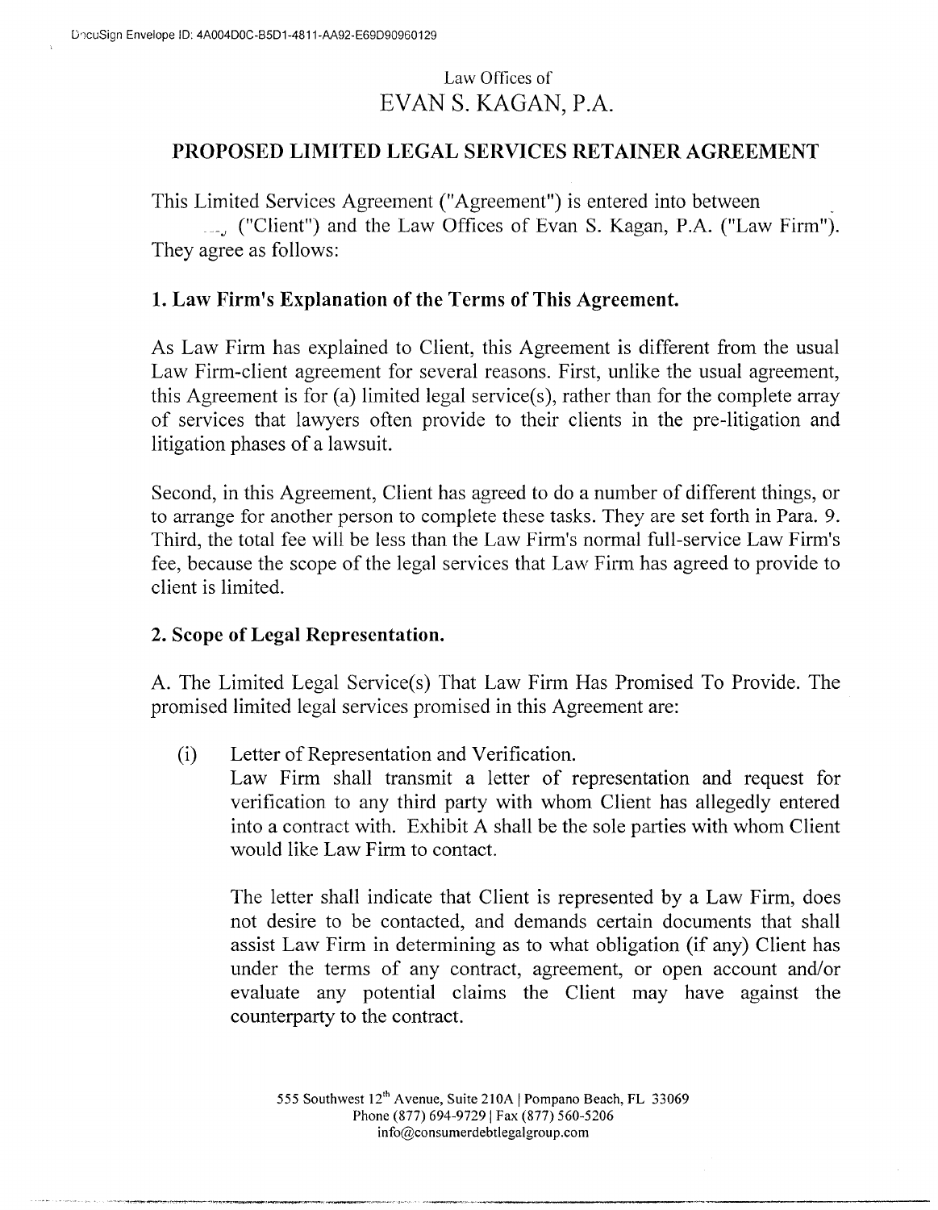DocuSign Envelope ID: 4A004D0C-B5D1-4811-AA92-E69D90960129

Law Offices of

# EVAN S. KAGAN, P.A.

## PROPOSED LIMITED LEGAL SERVICES RETAINER AGREEMENT

This Limited Services Agreement ("Agreement") is entered into between ("Client") and the Law Offices of Evan S. Kagan, P.A. ("Law Firm"). They agree as follows:

### 1. Law Firm's Explanation of the Terms of This Agreement.

As Law Firm has explained to Client, this Agreement is different from the usual Law Firm-client agreement for several reasons. First, unlike the usual agreement, this Agreement is for (a) limited legal service(s), rather than for the complete array of services that lawyers often provide to their clients in the pre-litigation and litigation phases of a lawsuit.

Second, in this Agreement, Client has agreed to do a number of different things, or to arrange for another person to complete these tasks. They are set forth in Para. 9. Third, the total fee will be less than the Law Firm's normal full-service Law Firm's fee, because the scope of the legal services that Law Firm has agreed to provide to client is limited.

### 2. Scope of Legal Representation.

A. The Limited Legal Service(s) That Law Firm Has Promised To Provide. The promised limited legal services promised in this Agreement are:

(i) Letter of Representation and Verification.
Law Firm shall transmit a letter of representation and request for verification to any third party with whom Client has allegedly entered into a contract with. Exhibit A shall be the sole parties with whom Client would like Law Firm to contact.

The letter shall indicate that Client is represented by a Law Firm, does not desire to be contacted, and demands certain documents that shall assist Law Firm in determining as to what obligation (if any) Client has under the terms of any contract, agreement, or open account and/or evaluate any potential claims the Client may have against the counterparty to the contract.

555 Southwest 12th Avenue, Suite 210A | Pompano Beach, FL 33069
Phone (877) 694-9729 | Fax (877) 560-5206
info@consumerdebtlegalgroup.com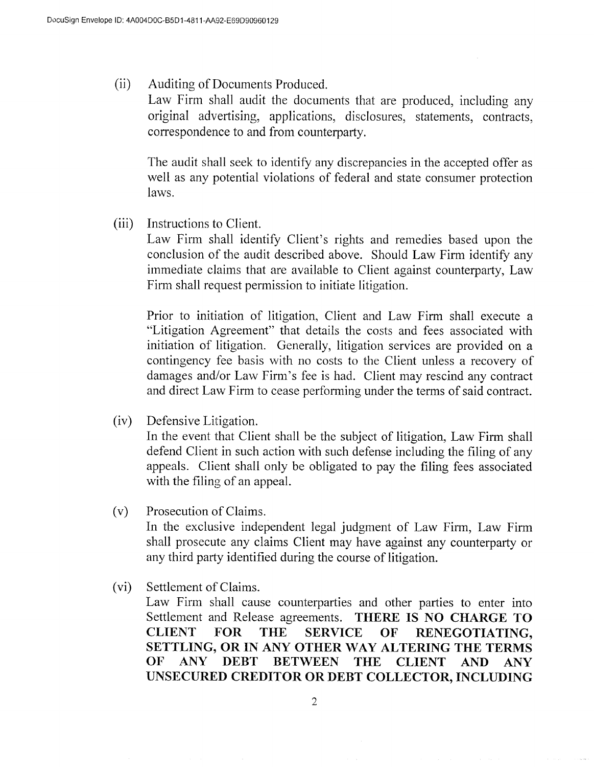(ii) Auditing of Documents Produced.
Law Firm shall audit the documents that are produced, including any original advertising, applications, disclosures, statements, contracts, correspondence to and from counterparty.

The audit shall seek to identify any discrepancies in the accepted offer as well as any potential violations of federal and state consumer protection laws.

(iii) Instructions to Client.
Law Firm shall identify Client's rights and remedies based upon the conclusion of the audit described above. Should Law Firm identify any immediate claims that are available to Client against counterparty, Law Firm shall request permission to initiate litigation.

Prior to initiation of litigation, Client and Law Firm shall execute a "Litigation Agreement" that details the costs and fees associated with initiation of litigation. Generally, litigation services are provided on a contingency fee basis with no costs to the Client unless a recovery of damages and/or Law Firm's fee is had. Client may rescind any contract and direct Law Firm to cease performing under the terms of said contract.

(iv) Defensive Litigation.
In the event that Client shall be the subject of litigation, Law Firm shall defend Client in such action with such defense including the filing of any appeals. Client shall only be obligated to pay the filing fees associated with the filing of an appeal.

(v) Prosecution of Claims.
In the exclusive independent legal judgment of Law Firm, Law Firm shall prosecute any claims Client may have against any counterparty or any third party identified during the course of litigation.

(vi) Settlement of Claims.
Law Firm shall cause counterparties and other parties to enter into Settlement and Release agreements. **THERE IS NO CHARGE TO CLIENT FOR THE SERVICE OF RENEGOTIATING, SETTLING, OR IN ANY OTHER WAY ALTERING THE TERMS OF ANY DEBT BETWEEN THE CLIENT AND ANY UNSECURED CREDITOR OR DEBT COLLECTOR, INCLUDING**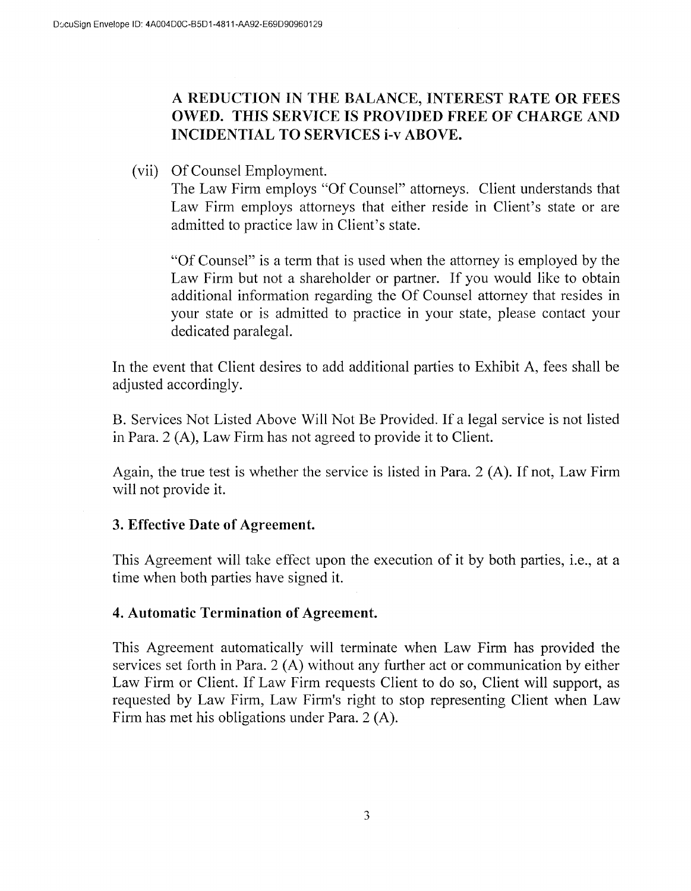**A REDUCTION IN THE BALANCE, INTEREST RATE OR FEES OWED. THIS SERVICE IS PROVIDED FREE OF CHARGE AND INCIDENTAL TO SERVICES i-v ABOVE.**

(vii) Of Counsel Employment.
The Law Firm employs "Of Counsel" attorneys. Client understands that Law Firm employs attorneys that either reside in Client's state or are admitted to practice law in Client's state.

"Of Counsel" is a term that is used when the attorney is employed by the Law Firm but not a shareholder or partner. If you would like to obtain additional information regarding the Of Counsel attorney that resides in your state or is admitted to practice in your state, please contact your dedicated paralegal.

In the event that Client desires to add additional parties to Exhibit A, fees shall be adjusted accordingly.

B. Services Not Listed Above Will Not Be Provided. If a legal service is not listed in Para. 2 (A), Law Firm has not agreed to provide it to Client.

Again, the true test is whether the service is listed in Para. 2 (A). If not, Law Firm will not provide it.

**3. Effective Date of Agreement.**

This Agreement will take effect upon the execution of it by both parties, i.e., at a time when both parties have signed it.

**4. Automatic Termination of Agreement.**

This Agreement automatically will terminate when Law Firm has provided the services set forth in Para. 2 (A) without any further act or communication by either Law Firm or Client. If Law Firm requests Client to do so, Client will support, as requested by Law Firm, Law Firm's right to stop representing Client when Law Firm has met his obligations under Para. 2 (A).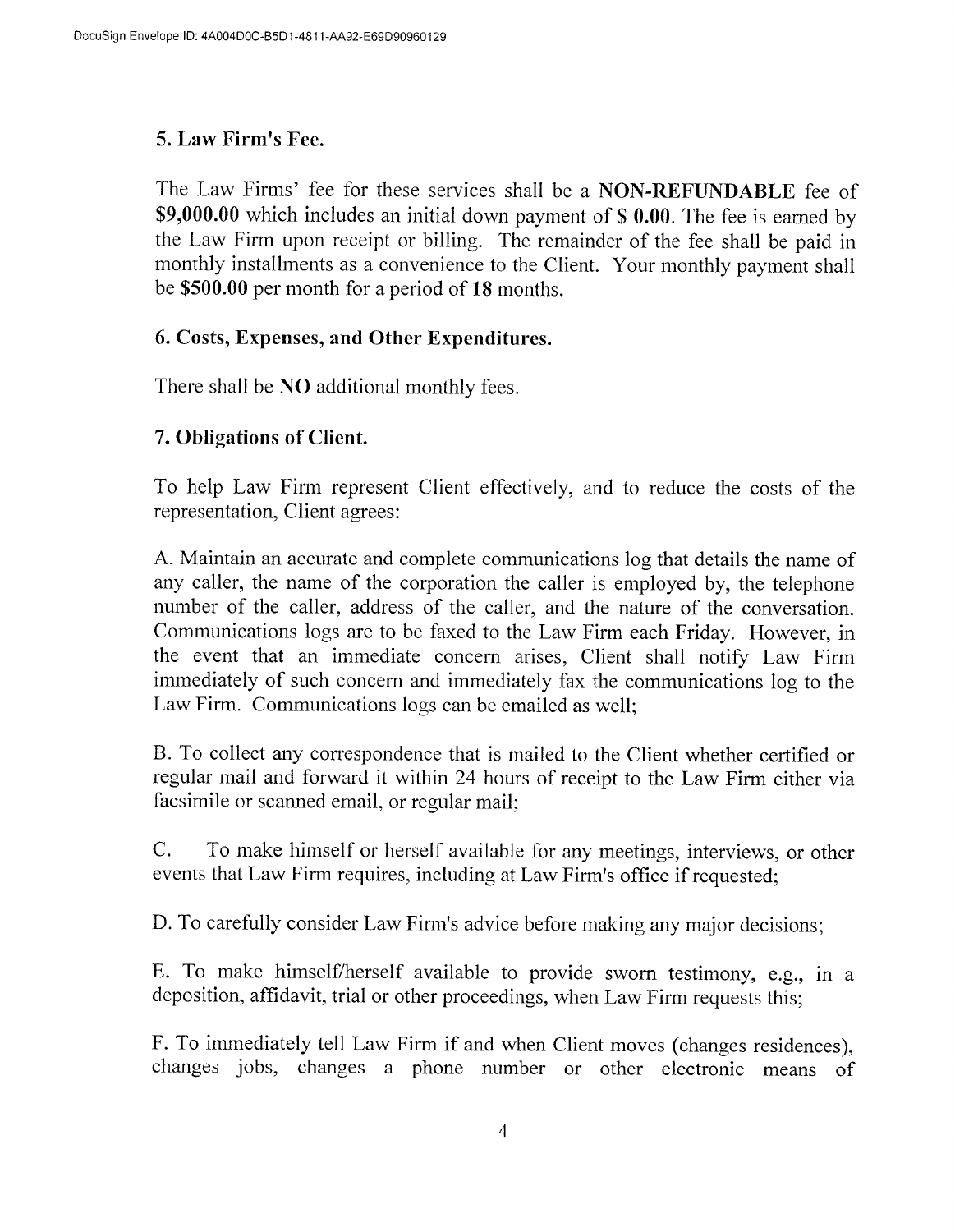### 5. Law Firm's Fee.

The Law Firms' fee for these services shall be a **NON-REFUNDABLE** fee of **$9,000.00** which includes an initial down payment of **$ 0.00**. The fee is earned by the Law Firm upon receipt or billing. The remainder of the fee shall be paid in monthly installments as a convenience to the Client. Your monthly payment shall be **$500.00** per month for a period of **18** months.

### 6. Costs, Expenses, and Other Expenditures.

There shall be **NO** additional monthly fees.

### 7. Obligations of Client.

To help Law Firm represent Client effectively, and to reduce the costs of the representation, Client agrees:

A. Maintain an accurate and complete communications log that details the name of any caller, the name of the corporation the caller is employed by, the telephone number of the caller, address of the caller, and the nature of the conversation. Communications logs are to be faxed to the Law Firm each Friday. However, in the event that an immediate concern arises, Client shall notify Law Firm immediately of such concern and immediately fax the communications log to the Law Firm. Communications logs can be emailed as well;

B. To collect any correspondence that is mailed to the Client whether certified or regular mail and forward it within 24 hours of receipt to the Law Firm either via facsimile or scanned email, or regular mail;

C. To make himself or herself available for any meetings, interviews, or other events that Law Firm requires, including at Law Firm's office if requested;

D. To carefully consider Law Firm's advice before making any major decisions;

E. To make himself/herself available to provide sworn testimony, e.g., in a deposition, affidavit, trial or other proceedings, when Law Firm requests this;

F. To immediately tell Law Firm if and when Client moves (changes residences), changes jobs, changes a phone number or other electronic means of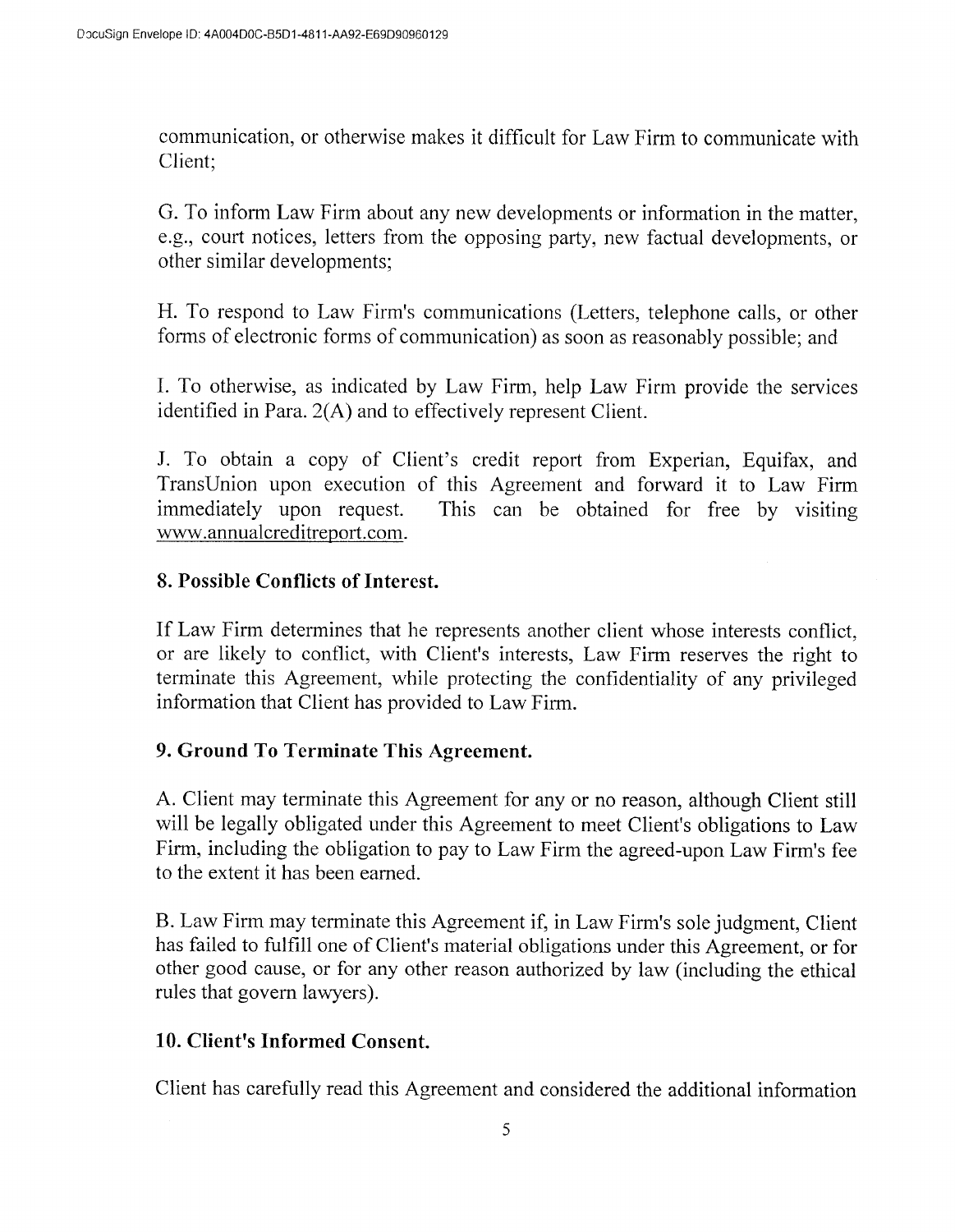communication, or otherwise makes it difficult for Law Firm to communicate with Client;

G. To inform Law Firm about any new developments or information in the matter, e.g., court notices, letters from the opposing party, new factual developments, or other similar developments;

H. To respond to Law Firm's communications (Letters, telephone calls, or other forms of electronic forms of communication) as soon as reasonably possible; and

I. To otherwise, as indicated by Law Firm, help Law Firm provide the services identified in Para. 2(A) and to effectively represent Client.

J. To obtain a copy of Client's credit report from Experian, Equifax, and TransUnion upon execution of this Agreement and forward it to Law Firm immediately upon request. This can be obtained for free by visiting www.annualcreditreport.com.

**8. Possible Conflicts of Interest.**

If Law Firm determines that he represents another client whose interests conflict, or are likely to conflict, with Client's interests, Law Firm reserves the right to terminate this Agreement, while protecting the confidentiality of any privileged information that Client has provided to Law Firm.

**9. Ground To Terminate This Agreement.**

A. Client may terminate this Agreement for any or no reason, although Client still will be legally obligated under this Agreement to meet Client's obligations to Law Firm, including the obligation to pay to Law Firm the agreed-upon Law Firm's fee to the extent it has been earned.

B. Law Firm may terminate this Agreement if, in Law Firm's sole judgment, Client has failed to fulfill one of Client's material obligations under this Agreement, or for other good cause, or for any other reason authorized by law (including the ethical rules that govern lawyers).

**10. Client's Informed Consent.**

Client has carefully read this Agreement and considered the additional information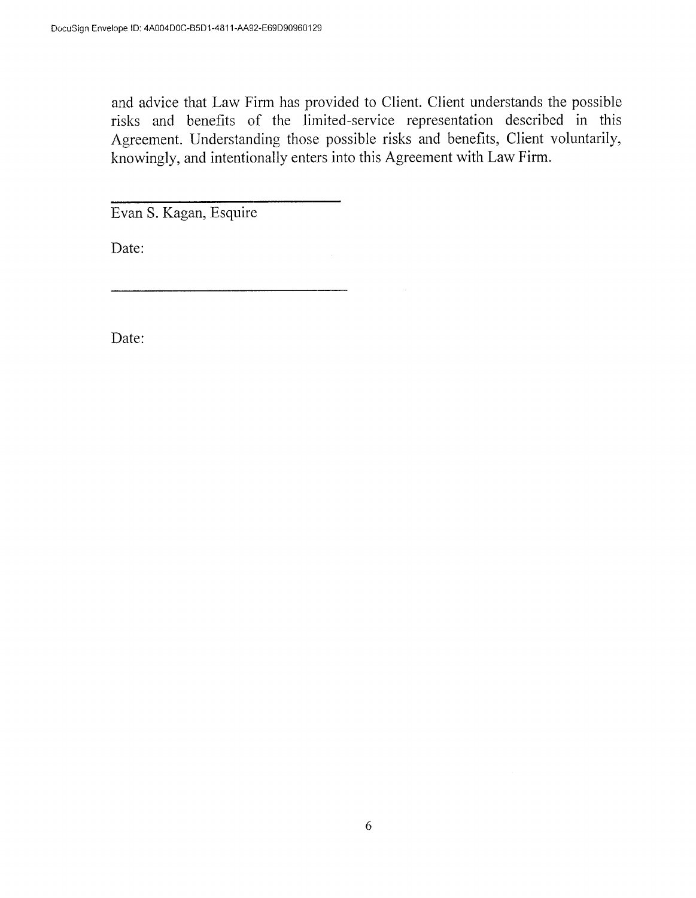and advice that Law Firm has provided to Client. Client understands the possible risks and benefits of the limited-service representation described in this Agreement. Understanding those possible risks and benefits, Client voluntarily, knowingly, and intentionally enters into this Agreement with Law Firm.

\_\_\_\_\_\_\_\_\_\_\_\_\_\_\_\_\_\_\_\_\_\_\_\_\_\_\_\_\_\_\_\_
Evan S. Kagan, Esquire

Date:

\_\_\_\_\_\_\_\_\_\_\_\_\_\_\_\_\_\_\_\_\_\_\_\_\_\_\_\_\_\_\_\_

Date: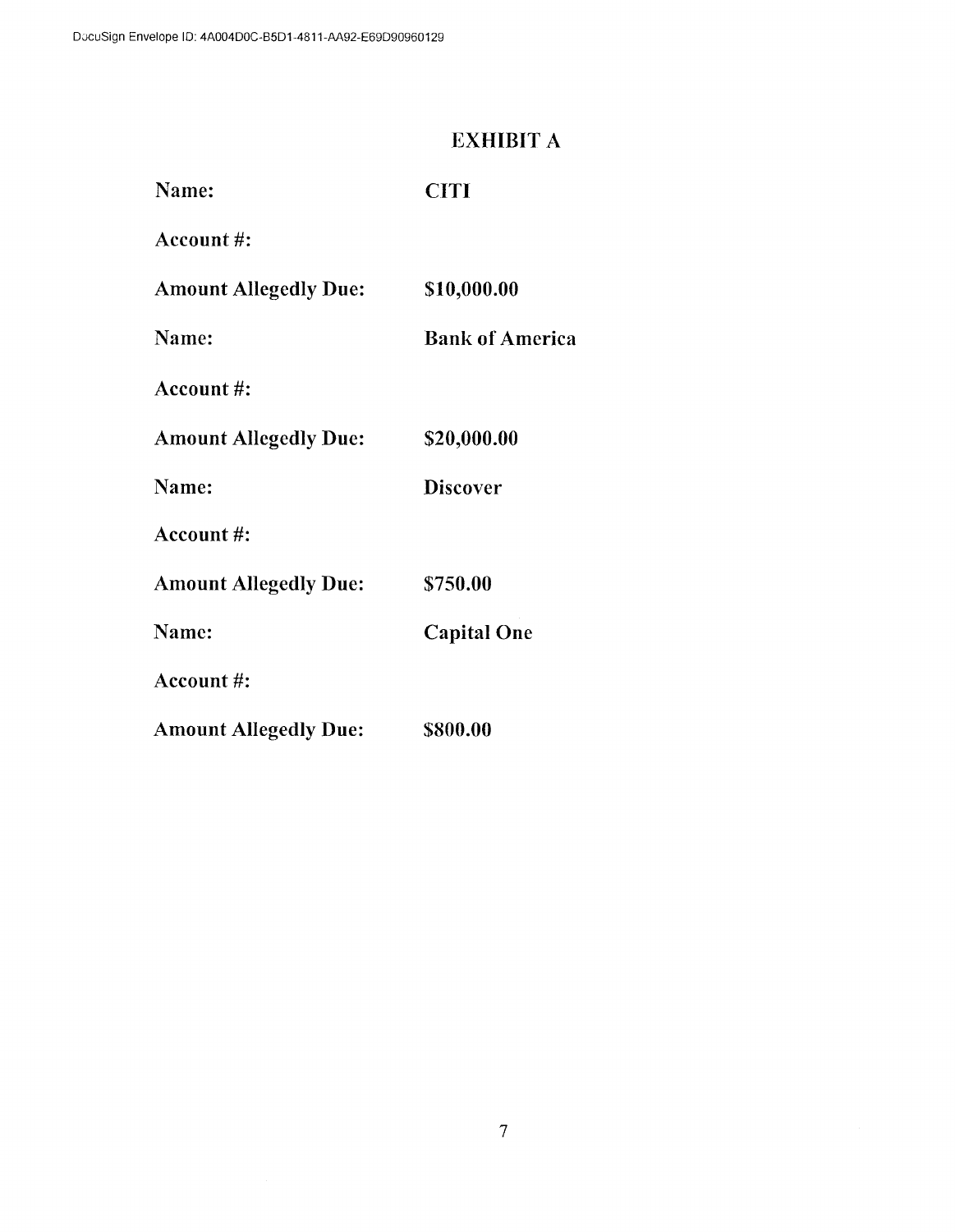# EXHIBIT A

**Name:** **CITI**

**Account #:**

**Amount Allegedly Due:** **$10,000.00**

**Name:** **Bank of America**

**Account #:**

**Amount Allegedly Due:** **$20,000.00**

**Name:** **Discover**

**Account #:**

**Amount Allegedly Due:** **$750.00**

**Name:** **Capital One**

**Account #:**

**Amount Allegedly Due:** **$800.00**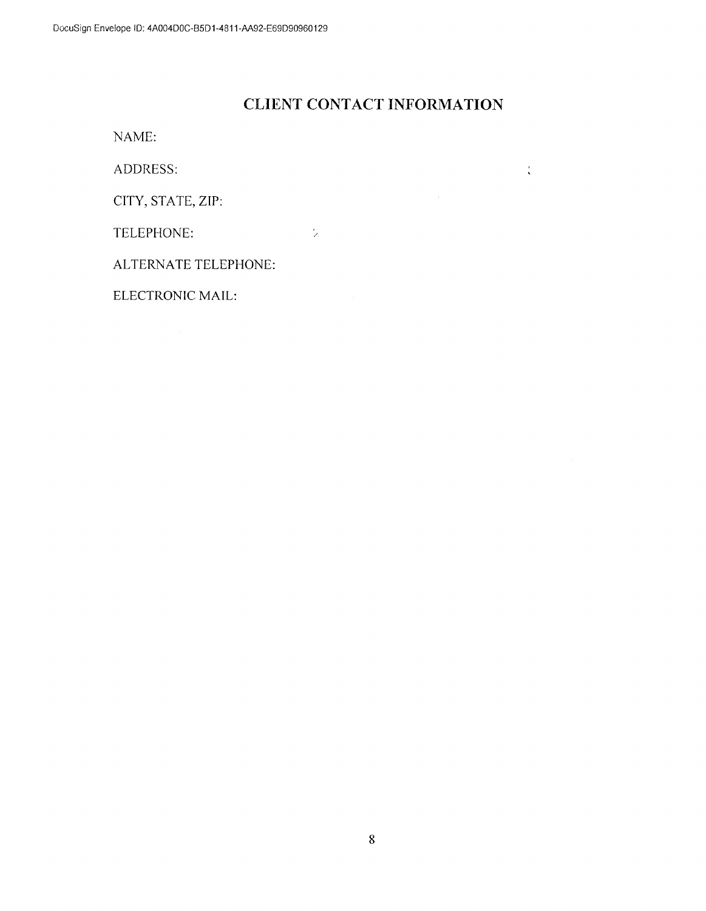# CLIENT CONTACT INFORMATION

NAME:

ADDRESS:

CITY, STATE, ZIP:

TELEPHONE:

ALTERNATE TELEPHONE:

ELECTRONIC MAIL: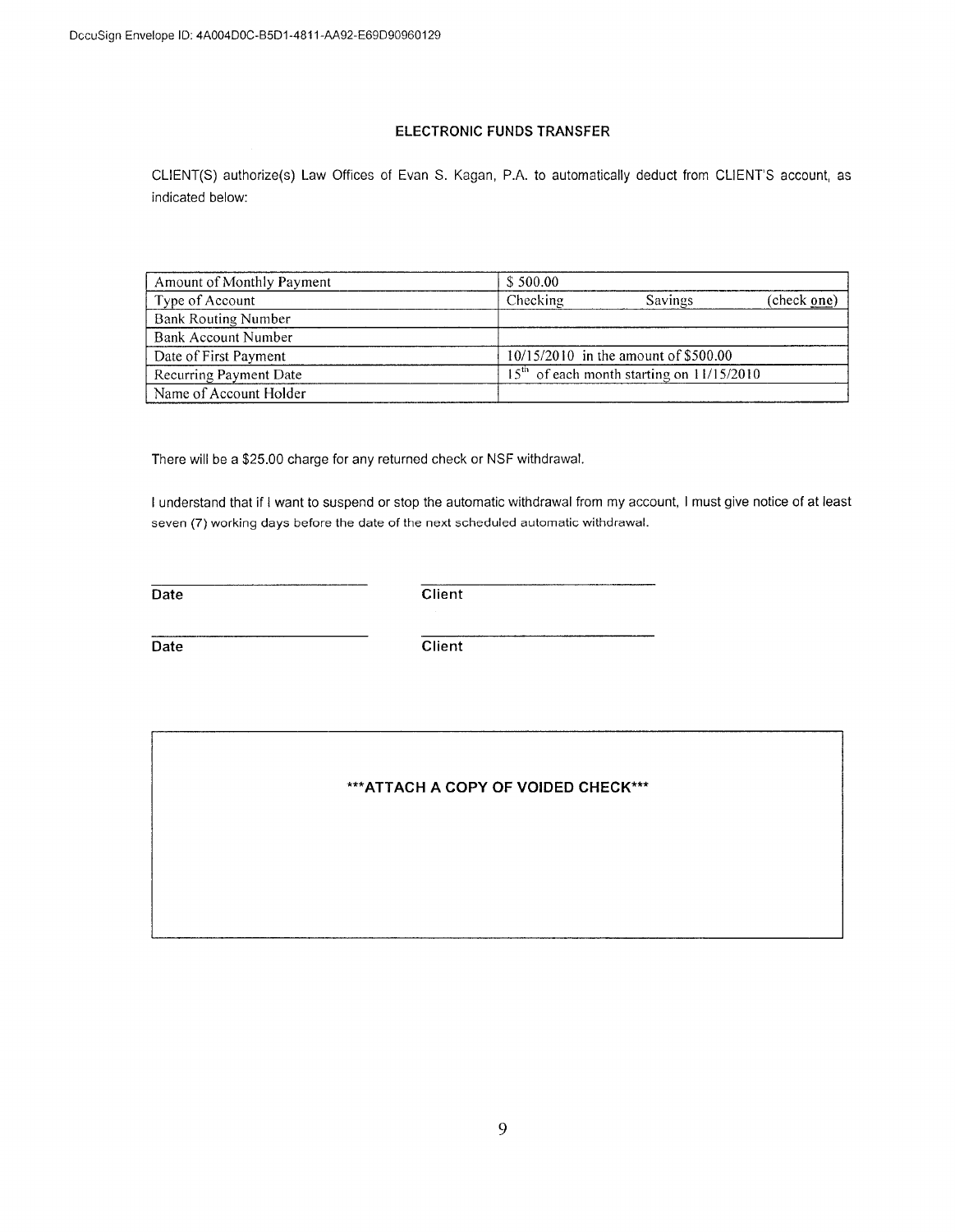## ELECTRONIC FUNDS TRANSFER

CLIENT(S) authorize(s) Law Offices of Evan S. Kagan, P.A. to automatically deduct from CLIENT'S account, as indicated below:

| | |
|---|---|
| Amount of Monthly Payment | $ 500.00 |
| Type of Account | Checking Savings (check one) |
| Bank Routing Number | |
| Bank Account Number | |
| Date of First Payment | 10/15/2010 in the amount of $500.00 |
| Recurring Payment Date | 15th of each month starting on 11/15/2010 |
| Name of Account Holder | |

There will be a $25.00 charge for any returned check or NSF withdrawal.

I understand that if I want to suspend or stop the automatic withdrawal from my account, I must give notice of at least seven (7) working days before the date of the next scheduled automatic withdrawal.

______________________ ______________________
**Date** **Client**

______________________ ______________________
**Date** **Client**

**\*\*\*ATTACH A COPY OF VOIDED CHECK\*\*\***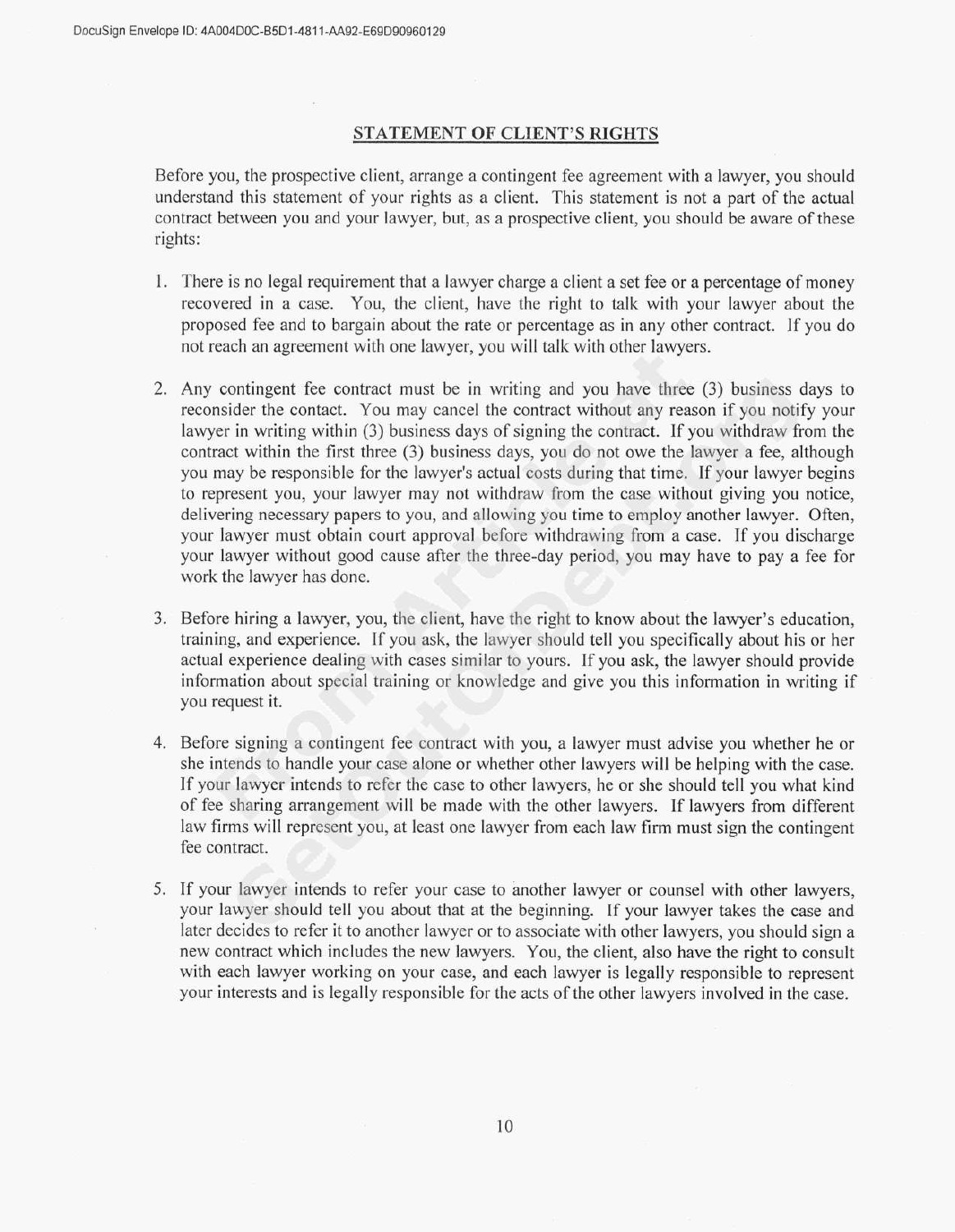## STATEMENT OF CLIENT'S RIGHTS

Before you, the prospective client, arrange a contingent fee agreement with a lawyer, you should understand this statement of your rights as a client. This statement is not a part of the actual contract between you and your lawyer, but, as a prospective client, you should be aware of these rights:

1. There is no legal requirement that a lawyer charge a client a set fee or a percentage of money recovered in a case. You, the client, have the right to talk with your lawyer about the proposed fee and to bargain about the rate or percentage as in any other contract. If you do not reach an agreement with one lawyer, you will talk with other lawyers.

2. Any contingent fee contract must be in writing and you have three (3) business days to reconsider the contact. You may cancel the contract without any reason if you notify your lawyer in writing within (3) business days of signing the contract. If you withdraw from the contract within the first three (3) business days, you do not owe the lawyer a fee, although you may be responsible for the lawyer's actual costs during that time. If your lawyer begins to represent you, your lawyer may not withdraw from the case without giving you notice, delivering necessary papers to you, and allowing you time to employ another lawyer. Often, your lawyer must obtain court approval before withdrawing from a case. If you discharge your lawyer without good cause after the three-day period, you may have to pay a fee for work the lawyer has done.

3. Before hiring a lawyer, you, the client, have the right to know about the lawyer's education, training, and experience. If you ask, the lawyer should tell you specifically about his or her actual experience dealing with cases similar to yours. If you ask, the lawyer should provide information about special training or knowledge and give you this information in writing if you request it.

4. Before signing a contingent fee contract with you, a lawyer must advise you whether he or she intends to handle your case alone or whether other lawyers will be helping with the case. If your lawyer intends to refer the case to other lawyers, he or she should tell you what kind of fee sharing arrangement will be made with the other lawyers. If lawyers from different law firms will represent you, at least one lawyer from each law firm must sign the contingent fee contract.

5. If your lawyer intends to refer your case to another lawyer or counsel with other lawyers, your lawyer should tell you about that at the beginning. If your lawyer takes the case and later decides to refer it to another lawyer or to associate with other lawyers, you should sign a new contract which includes the new lawyers. You, the client, also have the right to consult with each lawyer working on your case, and each lawyer is legally responsible to represent your interests and is legally responsible for the acts of the other lawyers involved in the case.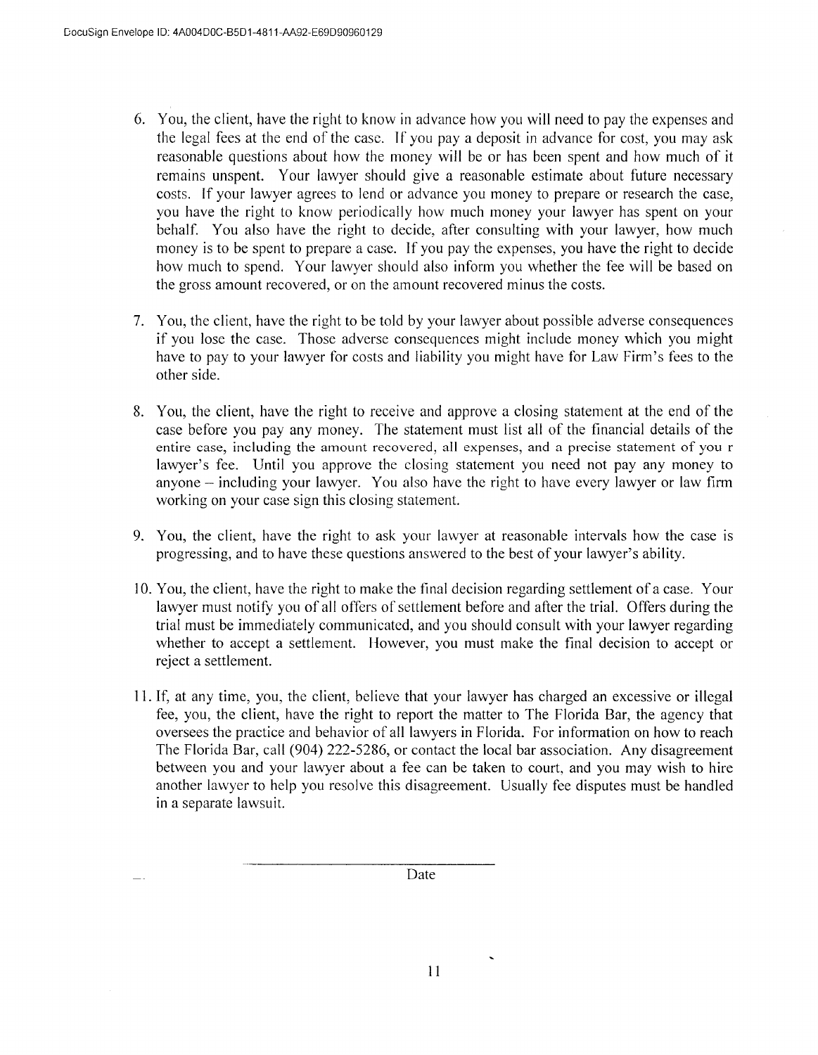6. You, the client, have the right to know in advance how you will need to pay the expenses and the legal fees at the end of the case. If you pay a deposit in advance for cost, you may ask reasonable questions about how the money will be or has been spent and how much of it remains unspent. Your lawyer should give a reasonable estimate about future necessary costs. If your lawyer agrees to lend or advance you money to prepare or research the case, you have the right to know periodically how much money your lawyer has spent on your behalf. You also have the right to decide, after consulting with your lawyer, how much money is to be spent to prepare a case. If you pay the expenses, you have the right to decide how much to spend. Your lawyer should also inform you whether the fee will be based on the gross amount recovered, or on the amount recovered minus the costs.

7. You, the client, have the right to be told by your lawyer about possible adverse consequences if you lose the case. Those adverse consequences might include money which you might have to pay to your lawyer for costs and liability you might have for Law Firm's fees to the other side.

8. You, the client, have the right to receive and approve a closing statement at the end of the case before you pay any money. The statement must list all of the financial details of the entire case, including the amount recovered, all expenses, and a precise statement of you r lawyer's fee. Until you approve the closing statement you need not pay any money to anyone – including your lawyer. You also have the right to have every lawyer or law firm working on your case sign this closing statement.

9. You, the client, have the right to ask your lawyer at reasonable intervals how the case is progressing, and to have these questions answered to the best of your lawyer's ability.

10. You, the client, have the right to make the final decision regarding settlement of a case. Your lawyer must notify you of all offers of settlement before and after the trial. Offers during the trial must be immediately communicated, and you should consult with your lawyer regarding whether to accept a settlement. However, you must make the final decision to accept or reject a settlement.

11. If, at any time, you, the client, believe that your lawyer has charged an excessive or illegal fee, you, the client, have the right to report the matter to The Florida Bar, the agency that oversees the practice and behavior of all lawyers in Florida. For information on how to reach The Florida Bar, call (904) 222-5286, or contact the local bar association. Any disagreement between you and your lawyer about a fee can be taken to court, and you may wish to hire another lawyer to help you resolve this disagreement. Usually fee disputes must be handled in a separate lawsuit.

\_\_\_\_\_\_\_\_\_\_\_\_\_\_\_\_\_\_\_\_\_\_\_\_\_\_\_\_\_\_

Date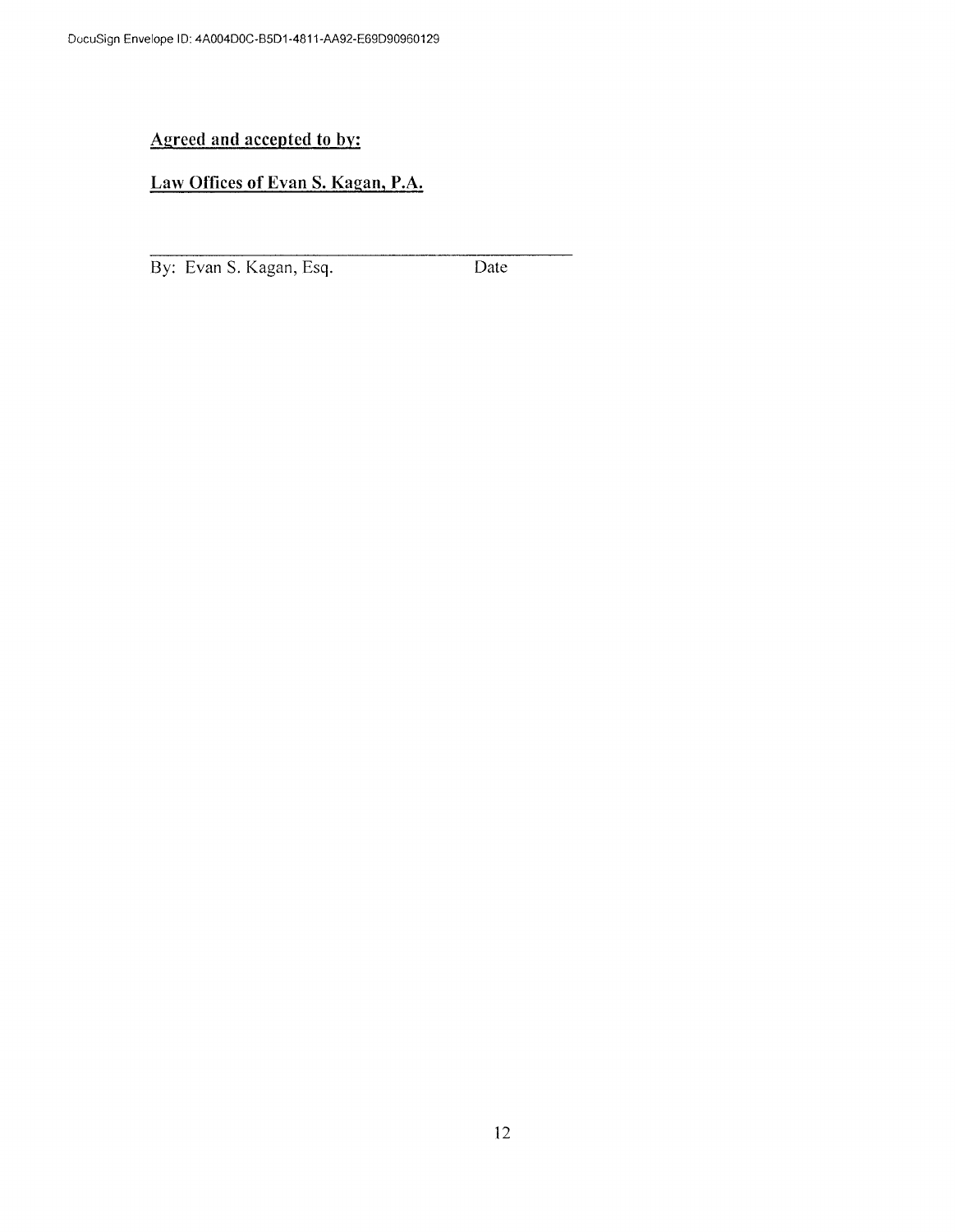**Agreed and accepted to by:**

**Law Offices of Evan S. Kagan, P.A.**

\_\_\_\_\_\_\_\_\_\_\_\_\_\_\_\_\_\_\_\_\_\_\_\_\_\_\_\_\_\_\_\_\_\_\_\_\_\_\_\_\_\_\_\_\_

By: Evan S. Kagan, Esq. &nbsp;&nbsp;&nbsp;&nbsp;&nbsp;&nbsp;&nbsp;&nbsp;&nbsp;&nbsp;&nbsp;&nbsp; Date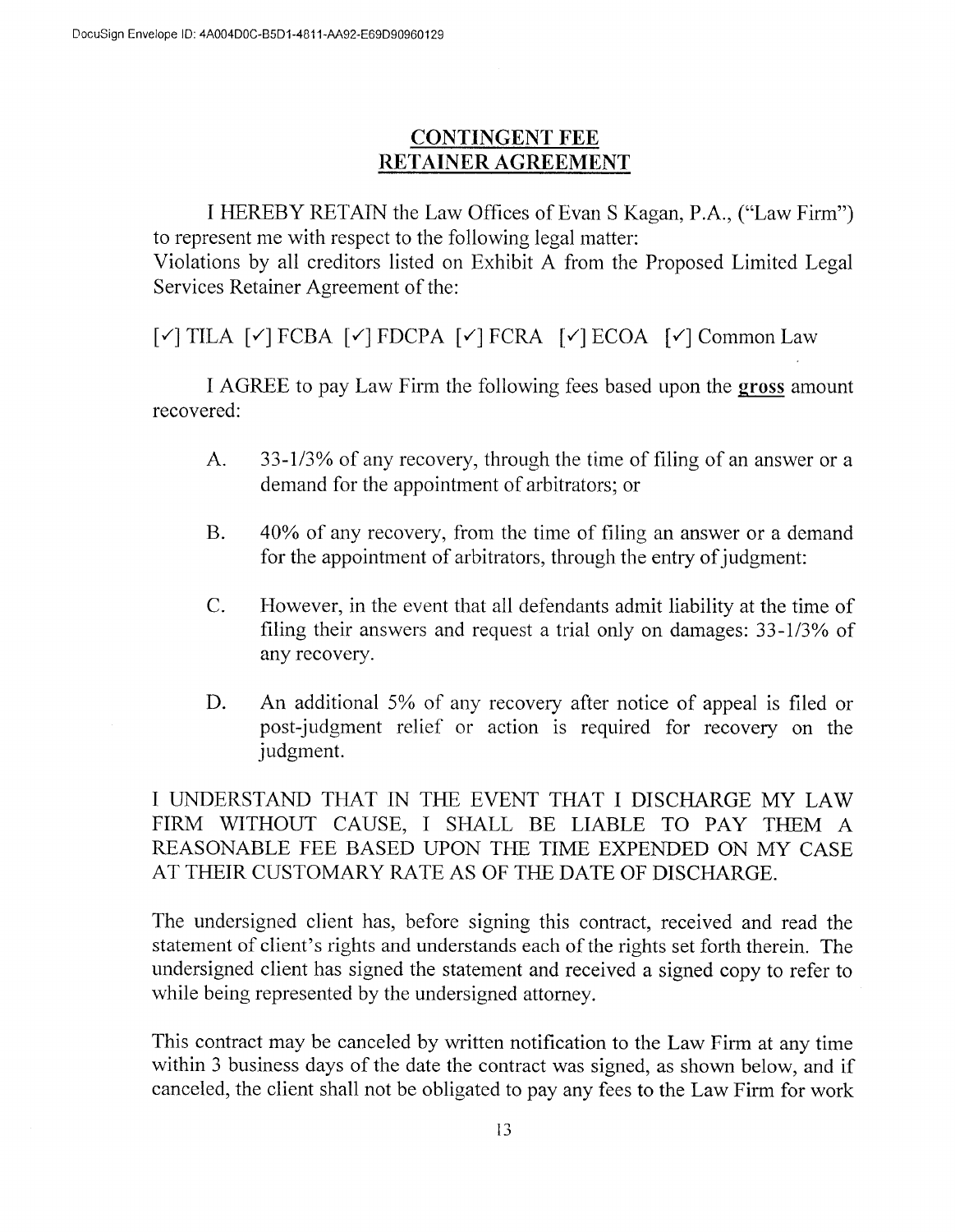# CONTINGENT FEE RETAINER AGREEMENT

I HEREBY RETAIN the Law Offices of Evan S Kagan, P.A., ("Law Firm") to represent me with respect to the following legal matter:
Violations by all creditors listed on Exhibit A from the Proposed Limited Legal Services Retainer Agreement of the:

[✓] TILA [✓] FCBA [✓] FDCPA [✓] FCRA [✓] ECOA [✓] Common Law

I AGREE to pay Law Firm the following fees based upon the **gross** amount recovered:

A. 33-1/3% of any recovery, through the time of filing of an answer or a demand for the appointment of arbitrators; or

B. 40% of any recovery, from the time of filing an answer or a demand for the appointment of arbitrators, through the entry of judgment:

C. However, in the event that all defendants admit liability at the time of filing their answers and request a trial only on damages: 33-1/3% of any recovery.

D. An additional 5% of any recovery after notice of appeal is filed or post-judgment relief or action is required for recovery on the judgment.

I UNDERSTAND THAT IN THE EVENT THAT I DISCHARGE MY LAW FIRM WITHOUT CAUSE, I SHALL BE LIABLE TO PAY THEM A REASONABLE FEE BASED UPON THE TIME EXPENDED ON MY CASE AT THEIR CUSTOMARY RATE AS OF THE DATE OF DISCHARGE.

The undersigned client has, before signing this contract, received and read the statement of client's rights and understands each of the rights set forth therein. The undersigned client has signed the statement and received a signed copy to refer to while being represented by the undersigned attorney.

This contract may be canceled by written notification to the Law Firm at any time within 3 business days of the date the contract was signed, as shown below, and if canceled, the client shall not be obligated to pay any fees to the Law Firm for work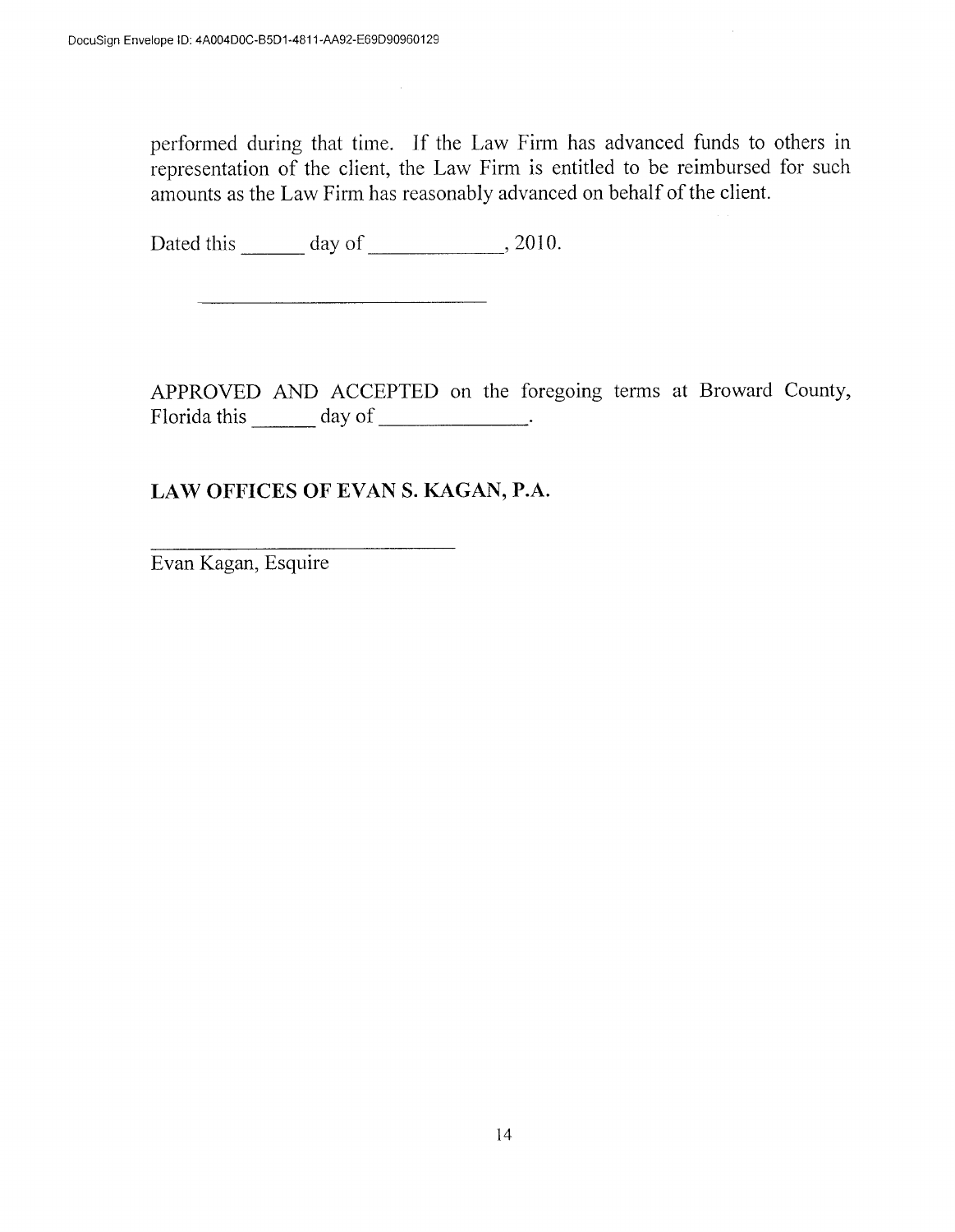performed during that time. If the Law Firm has advanced funds to others in representation of the client, the Law Firm is entitled to be reimbursed for such amounts as the Law Firm has reasonably advanced on behalf of the client.

Dated this ______ day of _____________, 2010.

________________________________

APPROVED AND ACCEPTED on the foregoing terms at Broward County, Florida this ______ day of ______________.

**LAW OFFICES OF EVAN S. KAGAN, P.A.**

________________________________
Evan Kagan, Esquire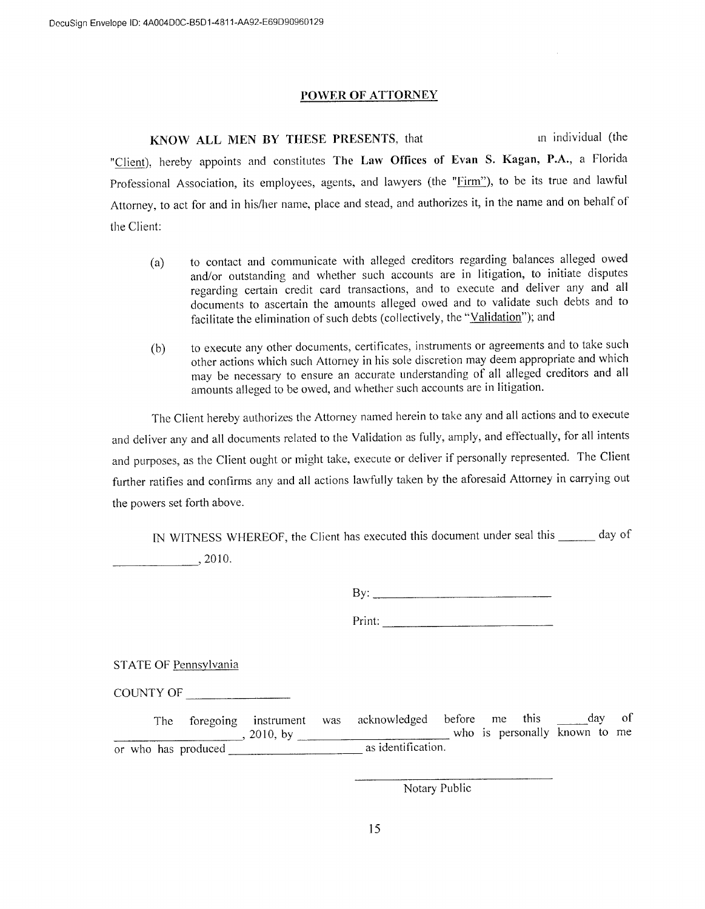# POWER OF ATTORNEY

**KNOW ALL MEN BY THESE PRESENTS**, that                    an individual (the "Client), hereby appoints and constitutes **The Law Offices of Evan S. Kagan, P.A.**, a Florida Professional Association, its employees, agents, and lawyers (the "Firm"), to be its true and lawful Attorney, to act for and in his/her name, place and stead, and authorizes it, in the name and on behalf of the Client:

(a) to contact and communicate with alleged creditors regarding balances alleged owed and/or outstanding and whether such accounts are in litigation, to initiate disputes regarding certain credit card transactions, and to execute and deliver any and all documents to ascertain the amounts alleged owed and to validate such debts and to facilitate the elimination of such debts (collectively, the "Validation"); and

(b) to execute any other documents, certificates, instruments or agreements and to take such other actions which such Attorney in his sole discretion may deem appropriate and which may be necessary to ensure an accurate understanding of all alleged creditors and all amounts alleged to be owed, and whether such accounts are in litigation.

The Client hereby authorizes the Attorney named herein to take any and all actions and to execute and deliver any and all documents related to the Validation as fully, amply, and effectually, for all intents and purposes, as the Client ought or might take, execute or deliver if personally represented. The Client further ratifies and confirms any and all actions lawfully taken by the aforesaid Attorney in carrying out the powers set forth above.

IN WITNESS WHEREOF, the Client has executed this document under seal this ______ day of ______________, 2010.

By: ______________________________

Print: ______________________________

STATE OF Pennsylvania

COUNTY OF ________________

The foregoing instrument was acknowledged before me this _____day of ____________________, 2010, by ________________________ who is personally known to me or who has produced ______________________ as identification.

_________________________________

Notary Public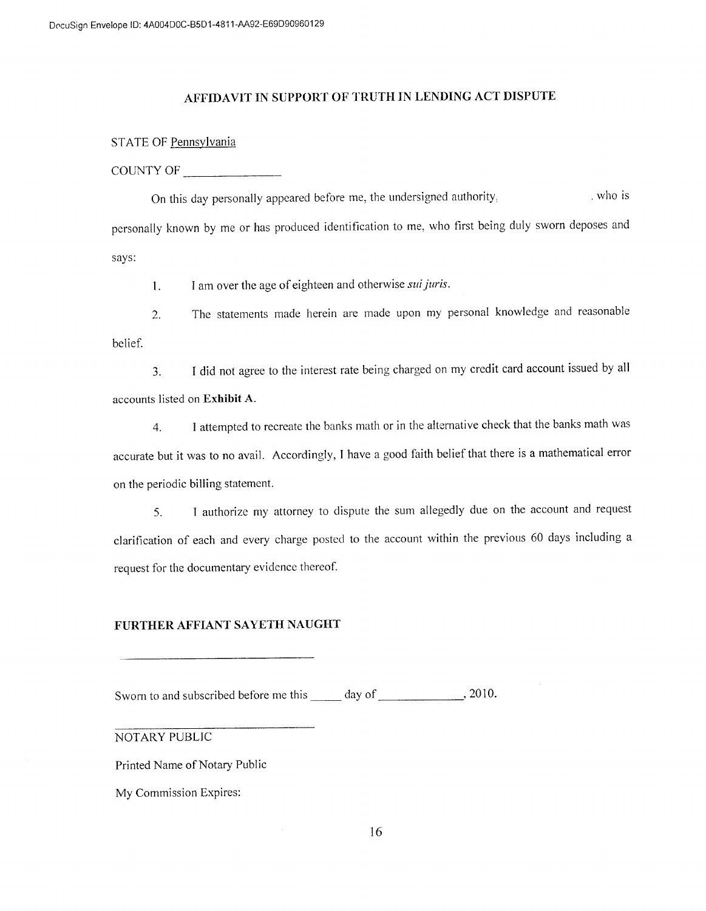DocuSign Envelope ID: 4A004D0C-B5D1-4811-AA92-E69D90960129

## AFFIDAVIT IN SUPPORT OF TRUTH IN LENDING ACT DISPUTE

STATE OF Pennsylvania

COUNTY OF ______________

On this day personally appeared before me, the undersigned authority, , who is personally known by me or has produced identification to me, who first being duly sworn deposes and says:

1. I am over the age of eighteen and otherwise *sui juris*.

2. The statements made herein are made upon my personal knowledge and reasonable belief.

3. I did not agree to the interest rate being charged on my credit card account issued by all accounts listed on **Exhibit A**.

4. I attempted to recreate the banks math or in the alternative check that the banks math was accurate but it was to no avail. Accordingly, I have a good faith belief that there is a mathematical error on the periodic billing statement.

5. I authorize my attorney to dispute the sum allegedly due on the account and request clarification of each and every charge posted to the account within the previous 60 days including a request for the documentary evidence thereof.

**FURTHER AFFIANT SAYETH NAUGHT**

______________________________

Sworn to and subscribed before me this _____ day of ____________, 2010.

______________________________

NOTARY PUBLIC

Printed Name of Notary Public

My Commission Expires: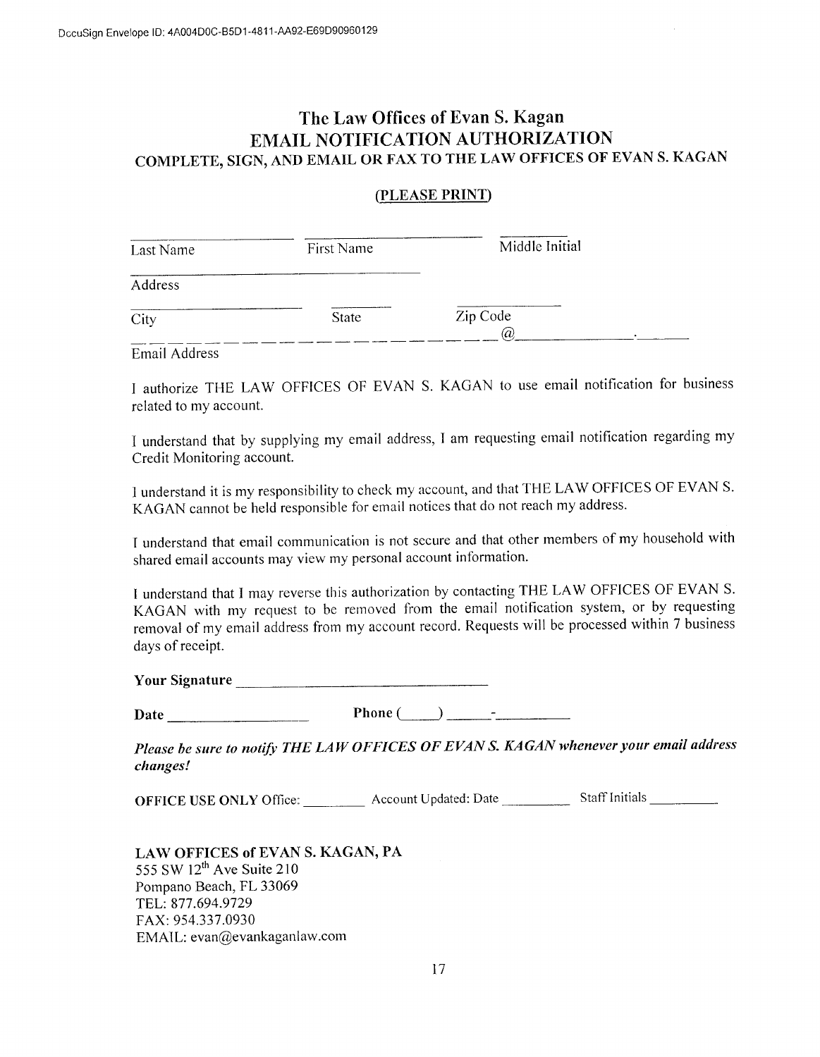DocuSign Envelope ID: 4A004D0C-B5D1-4811-AA92-E69D90960129

# The Law Offices of Evan S. Kagan
## EMAIL NOTIFICATION AUTHORIZATION
### COMPLETE, SIGN, AND EMAIL OR FAX TO THE LAW OFFICES OF EVAN S. KAGAN

**(PLEASE PRINT)**

______________________ ______________________ __________
Last Name First Name Middle Initial

______________________________
Address

______________________ ________ ____________
City State Zip Code

_ _ _ _ _ _ _ _ _ _ _ _ _ _ _ _ _ _ _ @______________.______
Email Address

I authorize THE LAW OFFICES OF EVAN S. KAGAN to use email notification for business related to my account.

I understand that by supplying my email address, I am requesting email notification regarding my Credit Monitoring account.

I understand it is my responsibility to check my account, and that THE LAW OFFICES OF EVAN S. KAGAN cannot be held responsible for email notices that do not reach my address.

I understand that email communication is not secure and that other members of my household with shared email accounts may view my personal account information.

I understand that I may reverse this authorization by contacting THE LAW OFFICES OF EVAN S. KAGAN with my request to be removed from the email notification system, or by requesting removal of my email address from my account record. Requests will be processed within 7 business days of receipt.

**Your Signature** ______________________________

**Date** ________________ **Phone** (____) ______-__________

***Please be sure to notify THE LAW OFFICES OF EVAN S. KAGAN whenever your email address changes!***

**OFFICE USE ONLY** Office: ________ Account Updated: Date ________ Staff Initials ________

**LAW OFFICES of EVAN S. KAGAN, PA**
555 SW 12th Ave Suite 210
Pompano Beach, FL 33069
TEL: 877.694.9729
FAX: 954.337.0930
EMAIL: evan@evankaganlaw.com